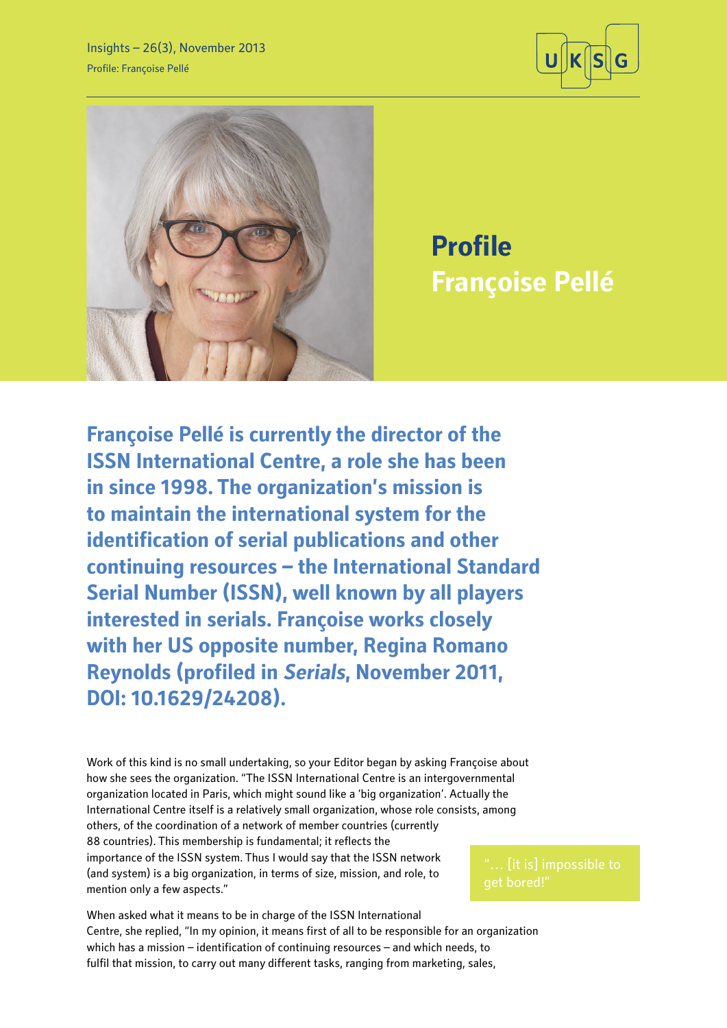# Profile
# Françoise Pellé

**Françoise Pellé is currently the director of the ISSN International Centre, a role she has been in since 1998. The organization's mission is to maintain the international system for the identification of serial publications and other continuing resources – the International Standard Serial Number (ISSN), well known by all players interested in serials. Françoise works closely with her US opposite number, Regina Romano Reynolds (profiled in *Serials*, November 2011, DOI: 10.1629/24208).**

Work of this kind is no small undertaking, so your Editor began by asking Françoise about how she sees the organization. "The ISSN International Centre is an intergovernmental organization located in Paris, which might sound like a 'big organization'. Actually the International Centre itself is a relatively small organization, whose role consists, among others, of the coordination of a network of member countries (currently 88 countries). This membership is fundamental; it reflects the importance of the ISSN system. Thus I would say that the ISSN network (and system) is a big organization, in terms of size, mission, and role, to mention only a few aspects."

> "… [it is] impossible to get bored!"

When asked what it means to be in charge of the ISSN International Centre, she replied, "In my opinion, it means first of all to be responsible for an organization which has a mission – identification of continuing resources – and which needs, to fulfil that mission, to carry out many different tasks, ranging from marketing, sales,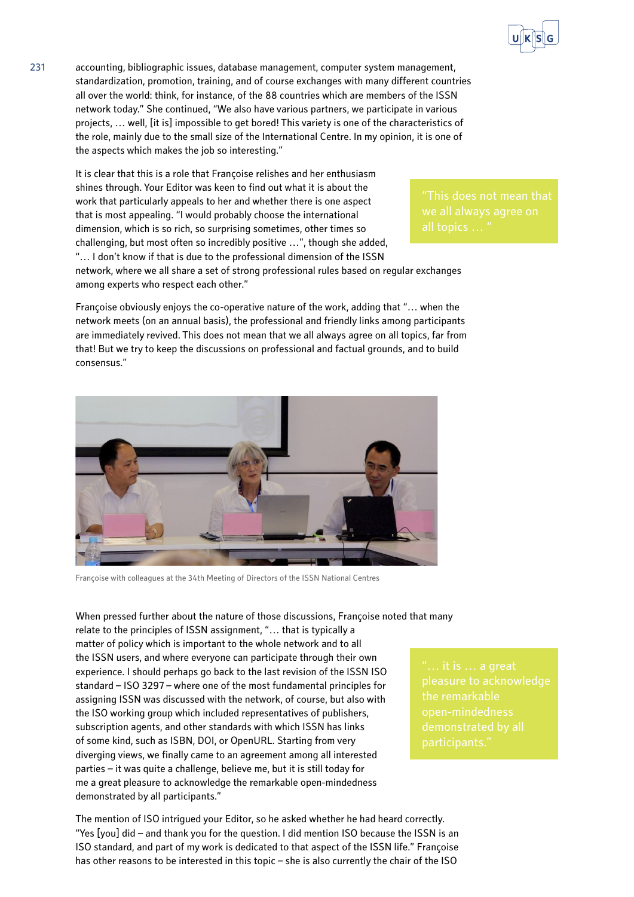accounting, bibliographic issues, database management, computer system management, standardization, promotion, training, and of course exchanges with many different countries all over the world: think, for instance, of the 88 countries which are members of the ISSN network today." She continued, "We also have various partners, we participate in various projects, … well, [it is] impossible to get bored! This variety is one of the characteristics of the role, mainly due to the small size of the International Centre. In my opinion, it is one of the aspects which makes the job so interesting."

It is clear that this is a role that Françoise relishes and her enthusiasm shines through. Your Editor was keen to find out what it is about the work that particularly appeals to her and whether there is one aspect that is most appealing. "I would probably choose the international dimension, which is so rich, so surprising sometimes, other times so challenging, but most often so incredibly positive …", though she added, "… I don't know if that is due to the professional dimension of the ISSN network, where we all share a set of strong professional rules based on regular exchanges among experts who respect each other."

> "This does not mean that we all always agree on all topics … "

Françoise obviously enjoys the co-operative nature of the work, adding that "… when the network meets (on an annual basis), the professional and friendly links among participants are immediately revived. This does not mean that we all always agree on all topics, far from that! But we try to keep the discussions on professional and factual grounds, and to build consensus."

Françoise with colleagues at the 34th Meeting of Directors of the ISSN National Centres

When pressed further about the nature of those discussions, Françoise noted that many relate to the principles of ISSN assignment, "… that is typically a matter of policy which is important to the whole network and to all the ISSN users, and where everyone can participate through their own experience. I should perhaps go back to the last revision of the ISSN ISO standard – ISO 3297 – where one of the most fundamental principles for assigning ISSN was discussed with the network, of course, but also with the ISO working group which included representatives of publishers, subscription agents, and other standards with which ISSN has links of some kind, such as ISBN, DOI, or OpenURL. Starting from very diverging views, we finally came to an agreement among all interested parties – it was quite a challenge, believe me, but it is still today for me a great pleasure to acknowledge the remarkable open-mindedness demonstrated by all participants."

> "… it is … a great pleasure to acknowledge the remarkable open-mindedness demonstrated by all participants."

The mention of ISO intrigued your Editor, so he asked whether he had heard correctly. "Yes [you] did – and thank you for the question. I did mention ISO because the ISSN is an ISO standard, and part of my work is dedicated to that aspect of the ISSN life." Françoise has other reasons to be interested in this topic – she is also currently the chair of the ISO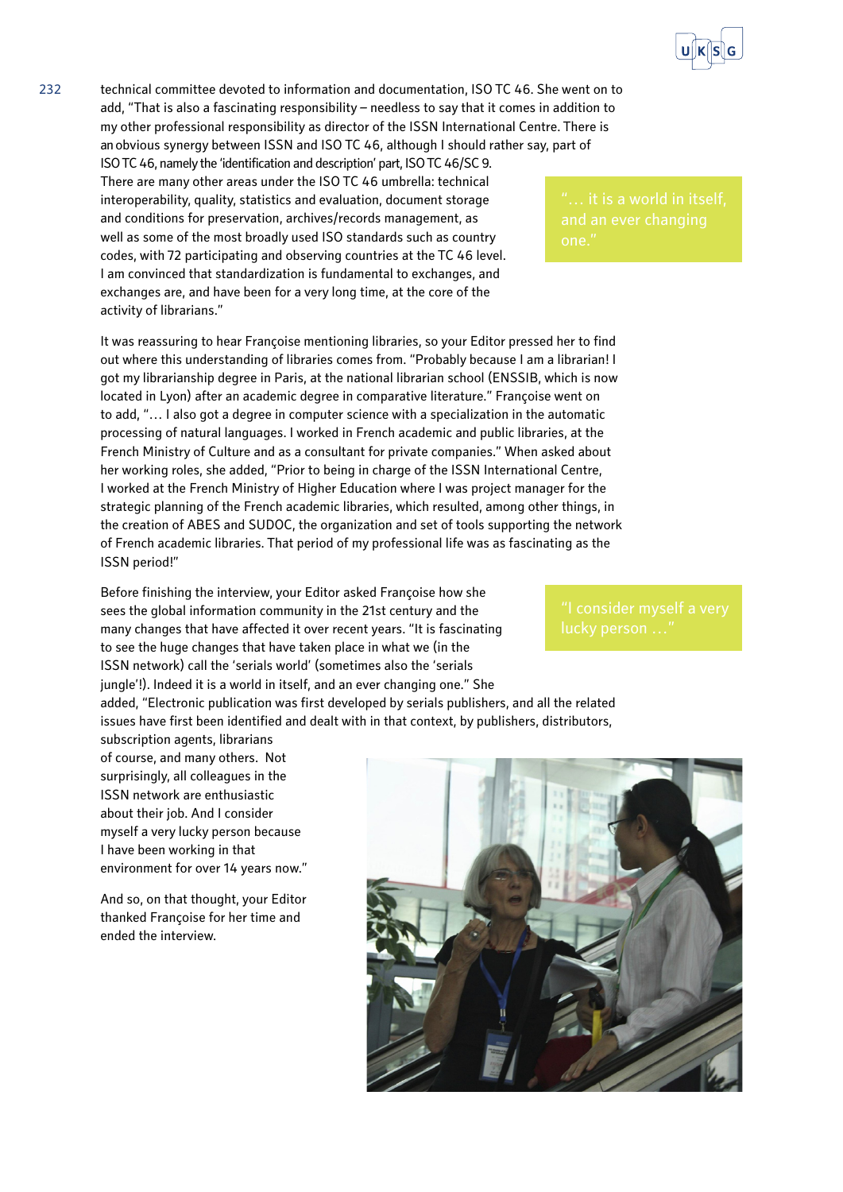technical committee devoted to information and documentation, ISO TC 46. She went on to add, "That is also a fascinating responsibility – needless to say that it comes in addition to my other professional responsibility as director of the ISSN International Centre. There is an obvious synergy between ISSN and ISO TC 46, although I should rather say, part of ISO TC 46, namely the 'identification and description' part, ISO TC 46/SC 9. There are many other areas under the ISO TC 46 umbrella: technical interoperability, quality, statistics and evaluation, document storage and conditions for preservation, archives/records management, as well as some of the most broadly used ISO standards such as country codes, with 72 participating and observing countries at the TC 46 level. I am convinced that standardization is fundamental to exchanges, and exchanges are, and have been for a very long time, at the core of the activity of librarians."

> "… it is a world in itself, and an ever changing one."

It was reassuring to hear Françoise mentioning libraries, so your Editor pressed her to find out where this understanding of libraries comes from. "Probably because I am a librarian! I got my librarianship degree in Paris, at the national librarian school (ENSSIB, which is now located in Lyon) after an academic degree in comparative literature." Françoise went on to add, "… I also got a degree in computer science with a specialization in the automatic processing of natural languages. I worked in French academic and public libraries, at the French Ministry of Culture and as a consultant for private companies." When asked about her working roles, she added, "Prior to being in charge of the ISSN International Centre, I worked at the French Ministry of Higher Education where I was project manager for the strategic planning of the French academic libraries, which resulted, among other things, in the creation of ABES and SUDOC, the organization and set of tools supporting the network of French academic libraries. That period of my professional life was as fascinating as the ISSN period!"

> "I consider myself a very lucky person …"

Before finishing the interview, your Editor asked Françoise how she sees the global information community in the 21st century and the many changes that have affected it over recent years. "It is fascinating to see the huge changes that have taken place in what we (in the ISSN network) call the 'serials world' (sometimes also the 'serials jungle'!). Indeed it is a world in itself, and an ever changing one." She added, "Electronic publication was first developed by serials publishers, and all the related issues have first been identified and dealt with in that context, by publishers, distributors, subscription agents, librarians of course, and many others. Not surprisingly, all colleagues in the ISSN network are enthusiastic about their job. And I consider myself a very lucky person because I have been working in that environment for over 14 years now."

And so, on that thought, your Editor thanked Françoise for her time and ended the interview.